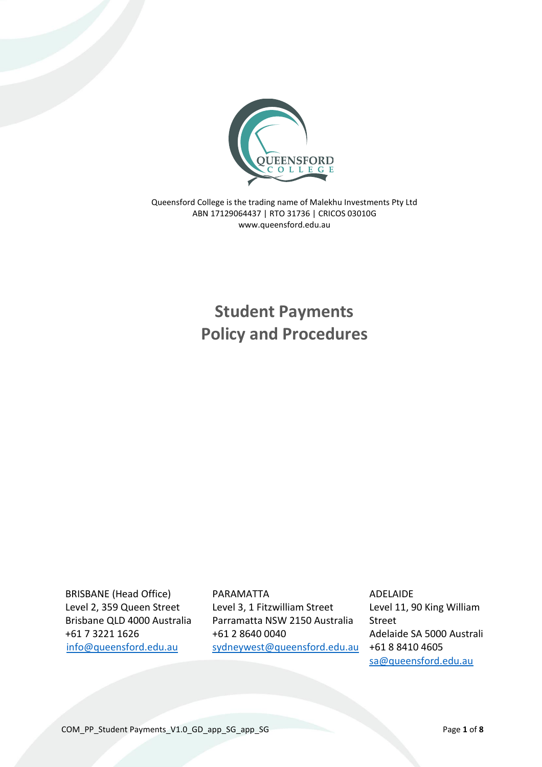Queensford College is the trading name of Malekhu Investments Pty Ltd
ABN 17129064437 | RTO 31736 | CRICOS 03010G
www.queensford.edu.au

# Student Payments Policy and Procedures

BRISBANE (Head Office)
Level 2, 359 Queen Street
Brisbane QLD 4000 Australia
+61 7 3221 1626
info@queensford.edu.au

PARAMATTA
Level 3, 1 Fitzwilliam Street
Parramatta NSW 2150 Australia
+61 2 8640 0040
sydneywest@queensford.edu.au

ADELAIDE
Level 11, 90 King William Street
Adelaide SA 5000 Australi
+61 8 8410 4605
sa@queensford.edu.au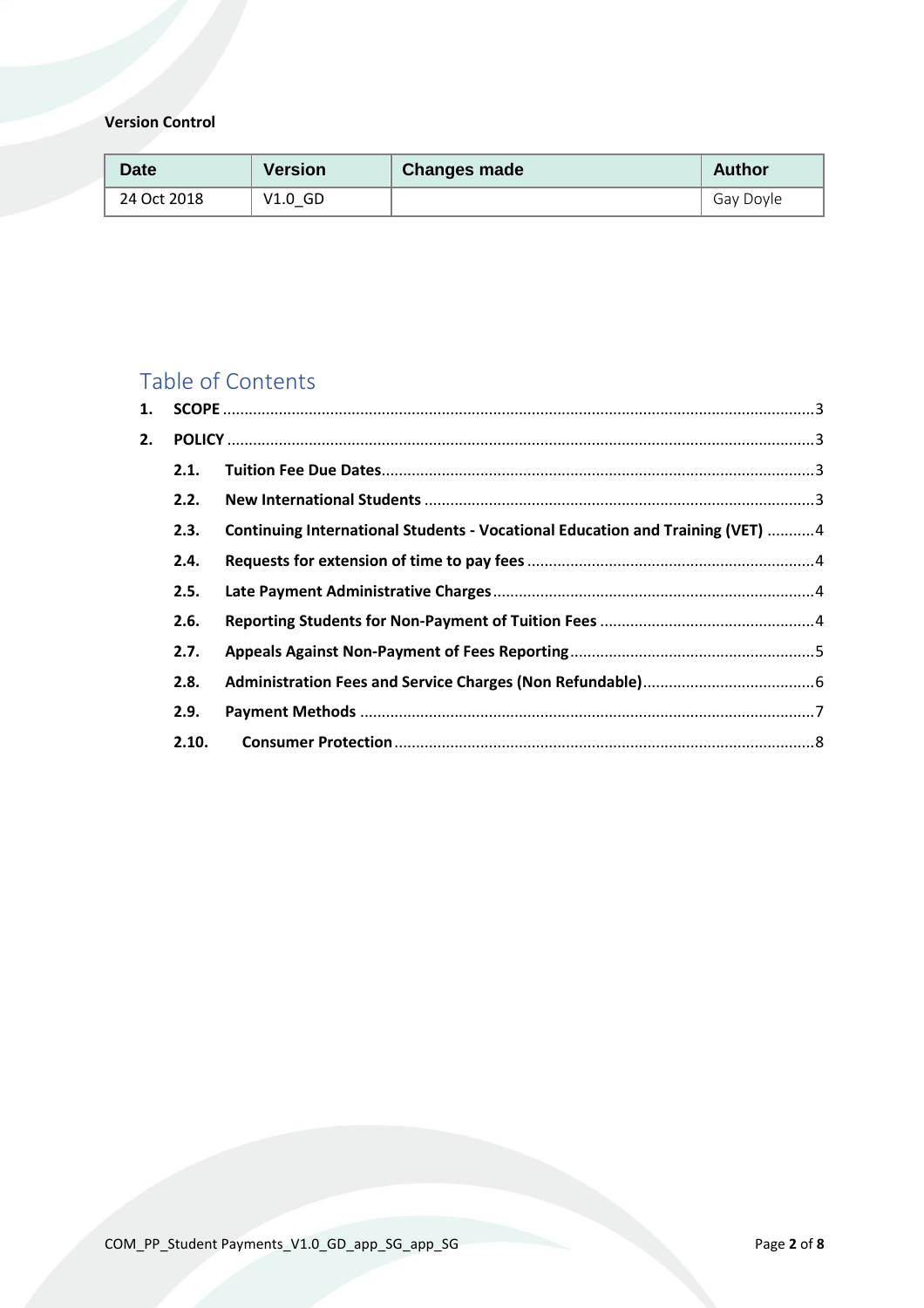**Version Control**

| Date | Version | Changes made | Author |
|---|---|---|---|
| 24 Oct 2018 | V1.0_GD | | Gay Doyle |

## Table of Contents

1. **SCOPE** ........ 3
2. **POLICY** ........ 3
   - **2.1. Tuition Fee Due Dates** ........ 3
   - **2.2. New International Students** ........ 3
   - **2.3. Continuing International Students - Vocational Education and Training (VET)** ........ 4
   - **2.4. Requests for extension of time to pay fees** ........ 4
   - **2.5. Late Payment Administrative Charges** ........ 4
   - **2.6. Reporting Students for Non-Payment of Tuition Fees** ........ 4
   - **2.7. Appeals Against Non-Payment of Fees Reporting** ........ 5
   - **2.8. Administration Fees and Service Charges (Non Refundable)** ........ 6
   - **2.9. Payment Methods** ........ 7
   - **2.10. Consumer Protection** ........ 8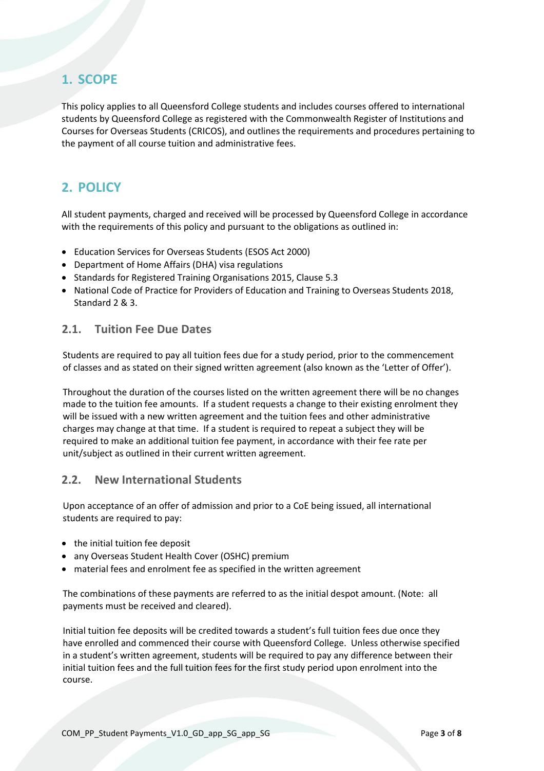## 1. SCOPE

This policy applies to all Queensford College students and includes courses offered to international students by Queensford College as registered with the Commonwealth Register of Institutions and Courses for Overseas Students (CRICOS), and outlines the requirements and procedures pertaining to the payment of all course tuition and administrative fees.

## 2. POLICY

All student payments, charged and received will be processed by Queensford College in accordance with the requirements of this policy and pursuant to the obligations as outlined in:

- Education Services for Overseas Students (ESOS Act 2000)
- Department of Home Affairs (DHA) visa regulations
- Standards for Registered Training Organisations 2015, Clause 5.3
- National Code of Practice for Providers of Education and Training to Overseas Students 2018, Standard 2 & 3.

### 2.1. Tuition Fee Due Dates

Students are required to pay all tuition fees due for a study period, prior to the commencement of classes and as stated on their signed written agreement (also known as the 'Letter of Offer').

Throughout the duration of the courses listed on the written agreement there will be no changes made to the tuition fee amounts. If a student requests a change to their existing enrolment they will be issued with a new written agreement and the tuition fees and other administrative charges may change at that time. If a student is required to repeat a subject they will be required to make an additional tuition fee payment, in accordance with their fee rate per unit/subject as outlined in their current written agreement.

### 2.2. New International Students

Upon acceptance of an offer of admission and prior to a CoE being issued, all international students are required to pay:

- the initial tuition fee deposit
- any Overseas Student Health Cover (OSHC) premium
- material fees and enrolment fee as specified in the written agreement

The combinations of these payments are referred to as the initial despot amount. (Note: all payments must be received and cleared).

Initial tuition fee deposits will be credited towards a student's full tuition fees due once they have enrolled and commenced their course with Queensford College. Unless otherwise specified in a student's written agreement, students will be required to pay any difference between their initial tuition fees and the full tuition fees for the first study period upon enrolment into the course.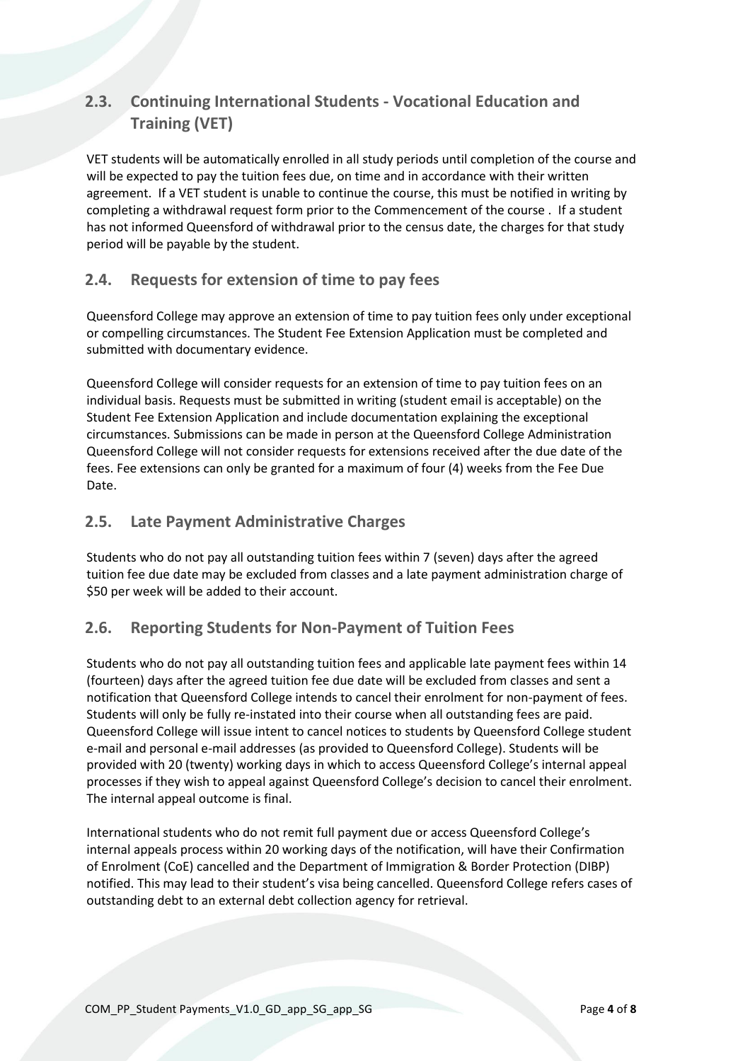## 2.3. Continuing International Students - Vocational Education and Training (VET)

VET students will be automatically enrolled in all study periods until completion of the course and will be expected to pay the tuition fees due, on time and in accordance with their written agreement. If a VET student is unable to continue the course, this must be notified in writing by completing a withdrawal request form prior to the Commencement of the course . If a student has not informed Queensford of withdrawal prior to the census date, the charges for that study period will be payable by the student.

## 2.4. Requests for extension of time to pay fees

Queensford College may approve an extension of time to pay tuition fees only under exceptional or compelling circumstances. The Student Fee Extension Application must be completed and submitted with documentary evidence.

Queensford College will consider requests for an extension of time to pay tuition fees on an individual basis. Requests must be submitted in writing (student email is acceptable) on the Student Fee Extension Application and include documentation explaining the exceptional circumstances. Submissions can be made in person at the Queensford College Administration Queensford College will not consider requests for extensions received after the due date of the fees. Fee extensions can only be granted for a maximum of four (4) weeks from the Fee Due Date.

## 2.5. Late Payment Administrative Charges

Students who do not pay all outstanding tuition fees within 7 (seven) days after the agreed tuition fee due date may be excluded from classes and a late payment administration charge of $50 per week will be added to their account.

## 2.6. Reporting Students for Non-Payment of Tuition Fees

Students who do not pay all outstanding tuition fees and applicable late payment fees within 14 (fourteen) days after the agreed tuition fee due date will be excluded from classes and sent a notification that Queensford College intends to cancel their enrolment for non-payment of fees. Students will only be fully re-instated into their course when all outstanding fees are paid. Queensford College will issue intent to cancel notices to students by Queensford College student e-mail and personal e-mail addresses (as provided to Queensford College). Students will be provided with 20 (twenty) working days in which to access Queensford College's internal appeal processes if they wish to appeal against Queensford College's decision to cancel their enrolment. The internal appeal outcome is final.

International students who do not remit full payment due or access Queensford College's internal appeals process within 20 working days of the notification, will have their Confirmation of Enrolment (CoE) cancelled and the Department of Immigration & Border Protection (DIBP) notified. This may lead to their student's visa being cancelled. Queensford College refers cases of outstanding debt to an external debt collection agency for retrieval.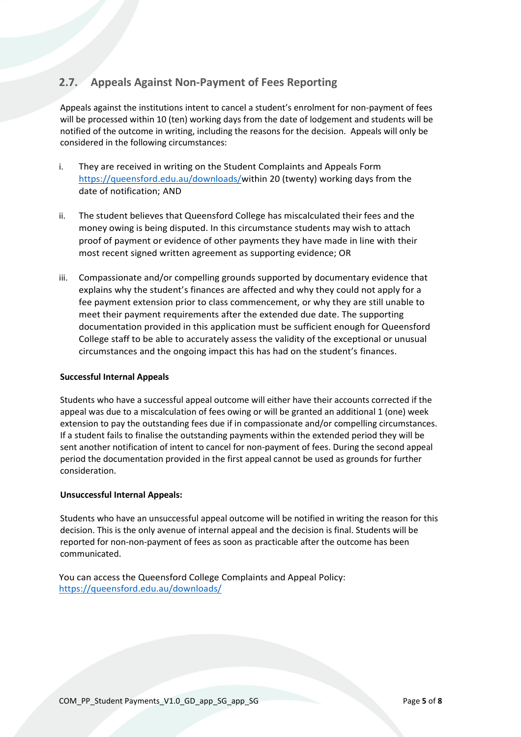## 2.7. Appeals Against Non-Payment of Fees Reporting

Appeals against the institutions intent to cancel a student's enrolment for non-payment of fees will be processed within 10 (ten) working days from the date of lodgement and students will be notified of the outcome in writing, including the reasons for the decision. Appeals will only be considered in the following circumstances:

i. They are received in writing on the Student Complaints and Appeals Form https://queensford.edu.au/downloads/within 20 (twenty) working days from the date of notification; AND

ii. The student believes that Queensford College has miscalculated their fees and the money owing is being disputed. In this circumstance students may wish to attach proof of payment or evidence of other payments they have made in line with their most recent signed written agreement as supporting evidence; OR

iii. Compassionate and/or compelling grounds supported by documentary evidence that explains why the student's finances are affected and why they could not apply for a fee payment extension prior to class commencement, or why they are still unable to meet their payment requirements after the extended due date. The supporting documentation provided in this application must be sufficient enough for Queensford College staff to be able to accurately assess the validity of the exceptional or unusual circumstances and the ongoing impact this has had on the student's finances.

**Successful Internal Appeals**

Students who have a successful appeal outcome will either have their accounts corrected if the appeal was due to a miscalculation of fees owing or will be granted an additional 1 (one) week extension to pay the outstanding fees due if in compassionate and/or compelling circumstances. If a student fails to finalise the outstanding payments within the extended period they will be sent another notification of intent to cancel for non-payment of fees. During the second appeal period the documentation provided in the first appeal cannot be used as grounds for further consideration.

**Unsuccessful Internal Appeals:**

Students who have an unsuccessful appeal outcome will be notified in writing the reason for this decision. This is the only avenue of internal appeal and the decision is final. Students will be reported for non-non-payment of fees as soon as practicable after the outcome has been communicated.

You can access the Queensford College Complaints and Appeal Policy: https://queensford.edu.au/downloads/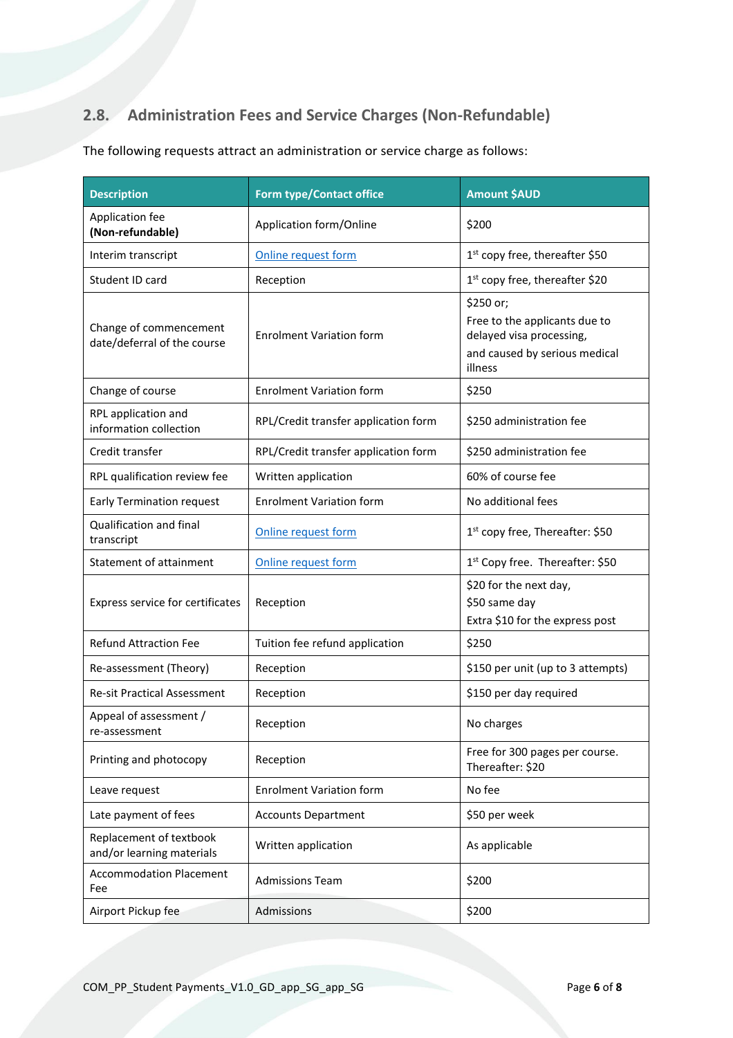## 2.8. Administration Fees and Service Charges (Non-Refundable)

The following requests attract an administration or service charge as follows:

| Description | Form type/Contact office | Amount $AUD |
|---|---|---|
| Application fee **(Non-refundable)** | Application form/Online | $200 |
| Interim transcript | Online request form | 1st copy free, thereafter $50 |
| Student ID card | Reception | 1st copy free, thereafter $20 |
| Change of commencement date/deferral of the course | Enrolment Variation form | $250 or;<br>Free to the applicants due to delayed visa processing,<br>and caused by serious medical illness |
| Change of course | Enrolment Variation form | $250 |
| RPL application and information collection | RPL/Credit transfer application form | $250 administration fee |
| Credit transfer | RPL/Credit transfer application form | $250 administration fee |
| RPL qualification review fee | Written application | 60% of course fee |
| Early Termination request | Enrolment Variation form | No additional fees |
| Qualification and final transcript | Online request form | 1st copy free, Thereafter: $50 |
| Statement of attainment | Online request form | 1st Copy free. Thereafter: $50 |
| Express service for certificates | Reception | $20 for the next day,<br>$50 same day<br>Extra $10 for the express post |
| Refund Attraction Fee | Tuition fee refund application | $250 |
| Re-assessment (Theory) | Reception | $150 per unit (up to 3 attempts) |
| Re-sit Practical Assessment | Reception | $150 per day required |
| Appeal of assessment / re-assessment | Reception | No charges |
| Printing and photocopy | Reception | Free for 300 pages per course. Thereafter: $20 |
| Leave request | Enrolment Variation form | No fee |
| Late payment of fees | Accounts Department | $50 per week |
| Replacement of textbook and/or learning materials | Written application | As applicable |
| Accommodation Placement Fee | Admissions Team | $200 |
| Airport Pickup fee | Admissions | $200 |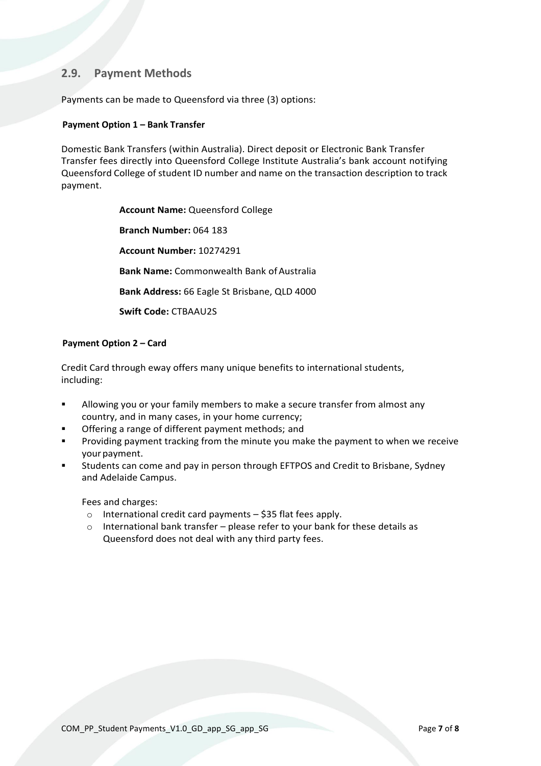## 2.9. Payment Methods

Payments can be made to Queensford via three (3) options:

**Payment Option 1 – Bank Transfer**

Domestic Bank Transfers (within Australia). Direct deposit or Electronic Bank Transfer Transfer fees directly into Queensford College Institute Australia's bank account notifying Queensford College of student ID number and name on the transaction description to track payment.

**Account Name:** Queensford College

**Branch Number:** 064 183

**Account Number:** 10274291

**Bank Name:** Commonwealth Bank of Australia

**Bank Address:** 66 Eagle St Brisbane, QLD 4000

**Swift Code:** CTBAAU2S

**Payment Option 2 – Card**

Credit Card through eway offers many unique benefits to international students, including:

- Allowing you or your family members to make a secure transfer from almost any country, and in many cases, in your home currency;
- Offering a range of different payment methods; and
- Providing payment tracking from the minute you make the payment to when we receive your payment.
- Students can come and pay in person through EFTPOS and Credit to Brisbane, Sydney and Adelaide Campus.

Fees and charges:

- International credit card payments – $35 flat fees apply.
- International bank transfer – please refer to your bank for these details as Queensford does not deal with any third party fees.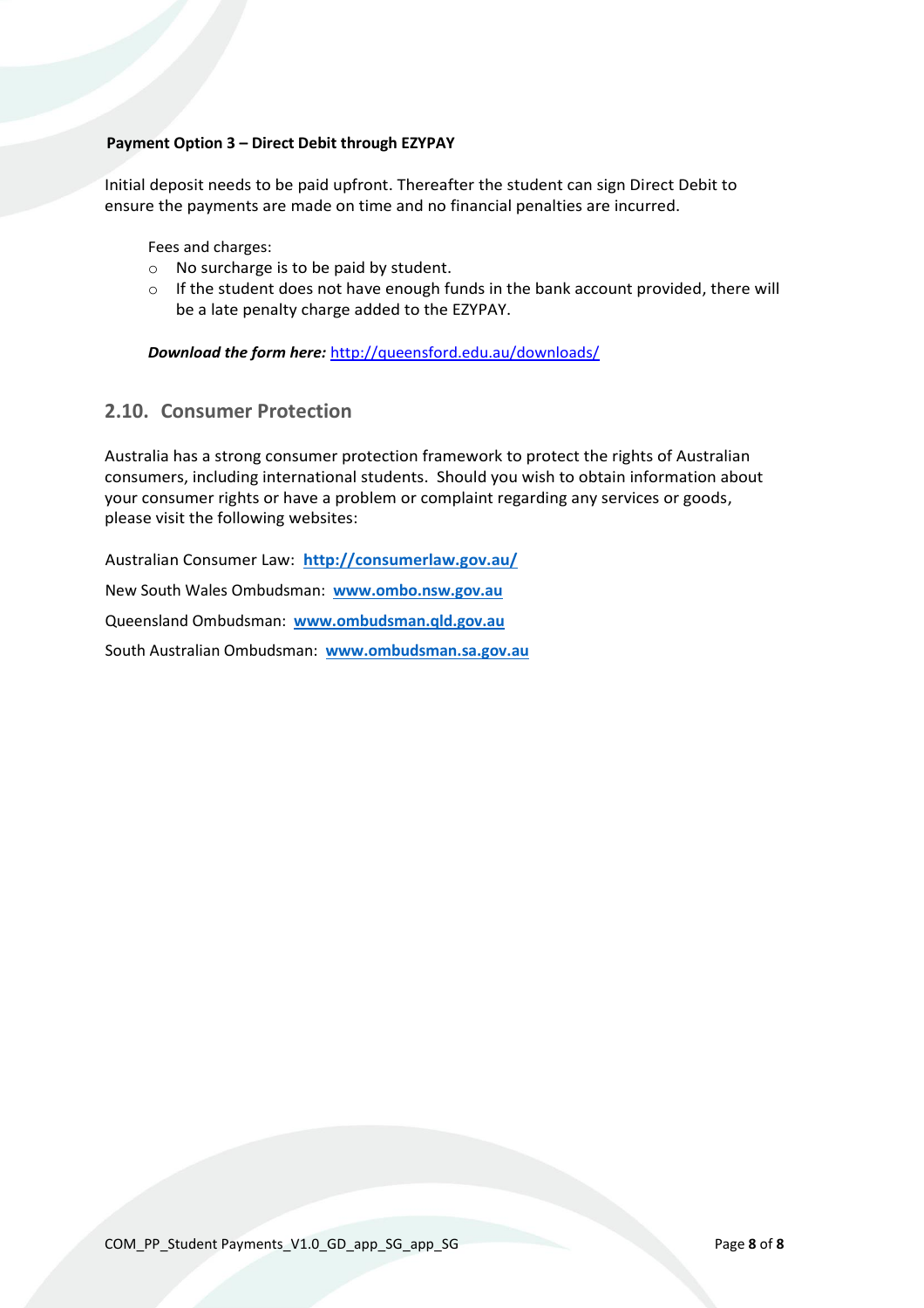**Payment Option 3 – Direct Debit through EZYPAY**

Initial deposit needs to be paid upfront. Thereafter the student can sign Direct Debit to ensure the payments are made on time and no financial penalties are incurred.

Fees and charges:

- No surcharge is to be paid by student.
- If the student does not have enough funds in the bank account provided, there will be a late penalty charge added to the EZYPAY.

***Download the form here:*** http://queensford.edu.au/downloads/

## 2.10. Consumer Protection

Australia has a strong consumer protection framework to protect the rights of Australian consumers, including international students. Should you wish to obtain information about your consumer rights or have a problem or complaint regarding any services or goods, please visit the following websites:

Australian Consumer Law: **http://consumerlaw.gov.au/**

New South Wales Ombudsman: **www.ombo.nsw.gov.au**

Queensland Ombudsman: **www.ombudsman.qld.gov.au**

South Australian Ombudsman: **www.ombudsman.sa.gov.au**